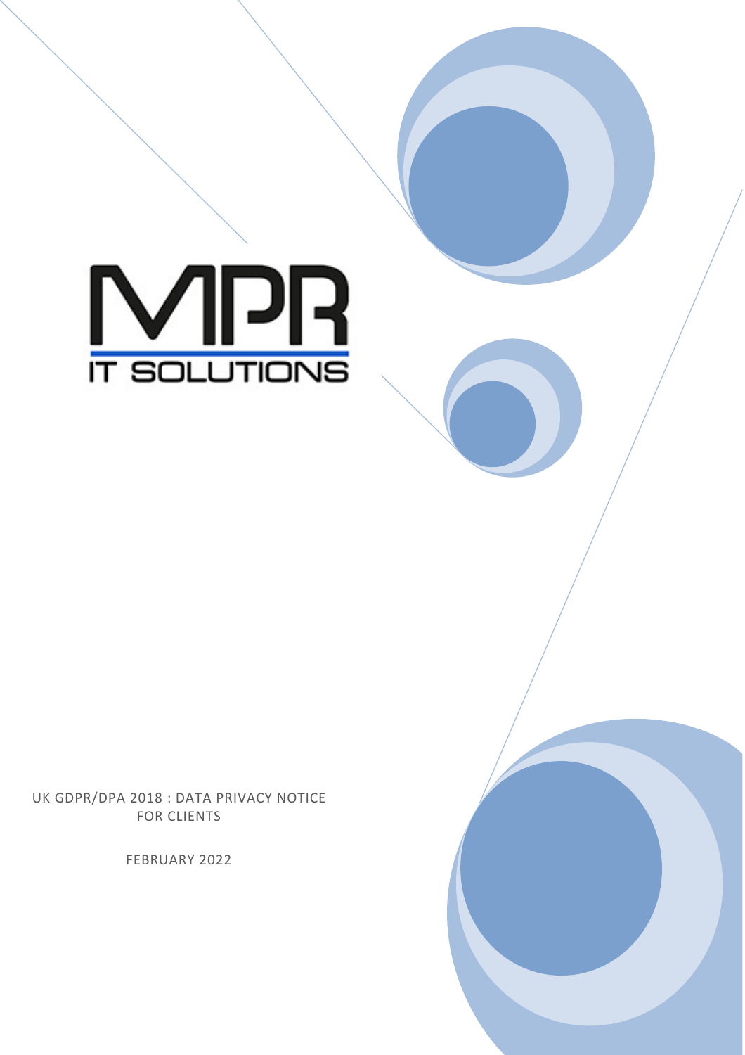MPR

IT SOLUTIONS

UK GDPR/DPA 2018 : DATA PRIVACY NOTICE FOR CLIENTS

FEBRUARY 2022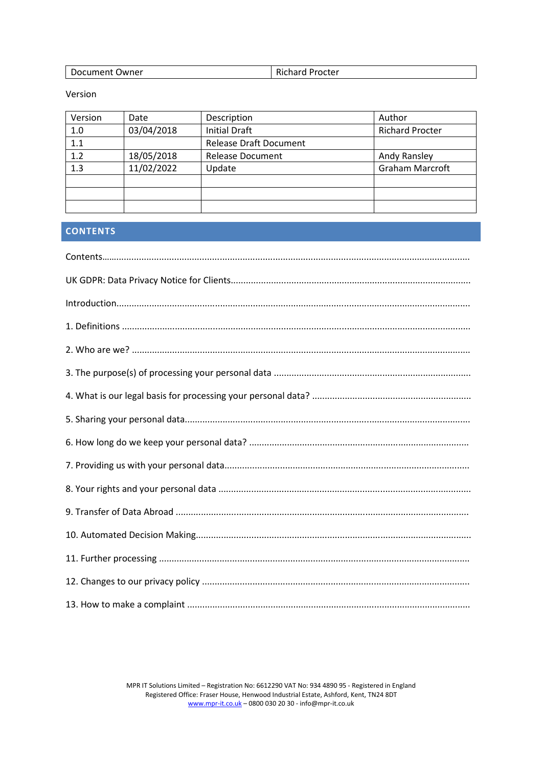| Document Owner | Richard Procter |
|---|---|

Version

| Version | Date | Description | Author |
|---|---|---|---|
| 1.0 | 03/04/2018 | Initial Draft | Richard Procter |
| 1.1 | | Release Draft Document | |
| 1.2 | 18/05/2018 | Release Document | Andy Ransley |
| 1.3 | 11/02/2022 | Update | Graham Marcroft |
| | | | |
| | | | |
| | | | |

## CONTENTS

Contents……………………………………………………………………………………………………………………………

UK GDPR: Data Privacy Notice for Clients……………………………………………………………………………

Introduction………………………………………………………………………………………………………………………

1. Definitions ………………………………………………………………………………………………………………………

2. Who are we? ……………………………………………………………………………………………………………………

3. The purpose(s) of processing your personal data ……………………………………………………………

4. What is our legal basis for processing your personal data? ……………………………………………

5. Sharing your personal data……………………………………………………………………………………………

6. How long do we keep your personal data? ……………………………………………………………………

7. Providing us with your personal data……………………………………………………………………………

8. Your rights and your personal data ………………………………………………………………………………

9. Transfer of Data Abroad ………………………………………………………………………………………………

10. Automated Decision Making…………………………………………………………………………………………

11. Further processing ……………………………………………………………………………………………………

12. Changes to our privacy policy ……………………………………………………………………………………

13. How to make a complaint ……………………………………………………………………………………………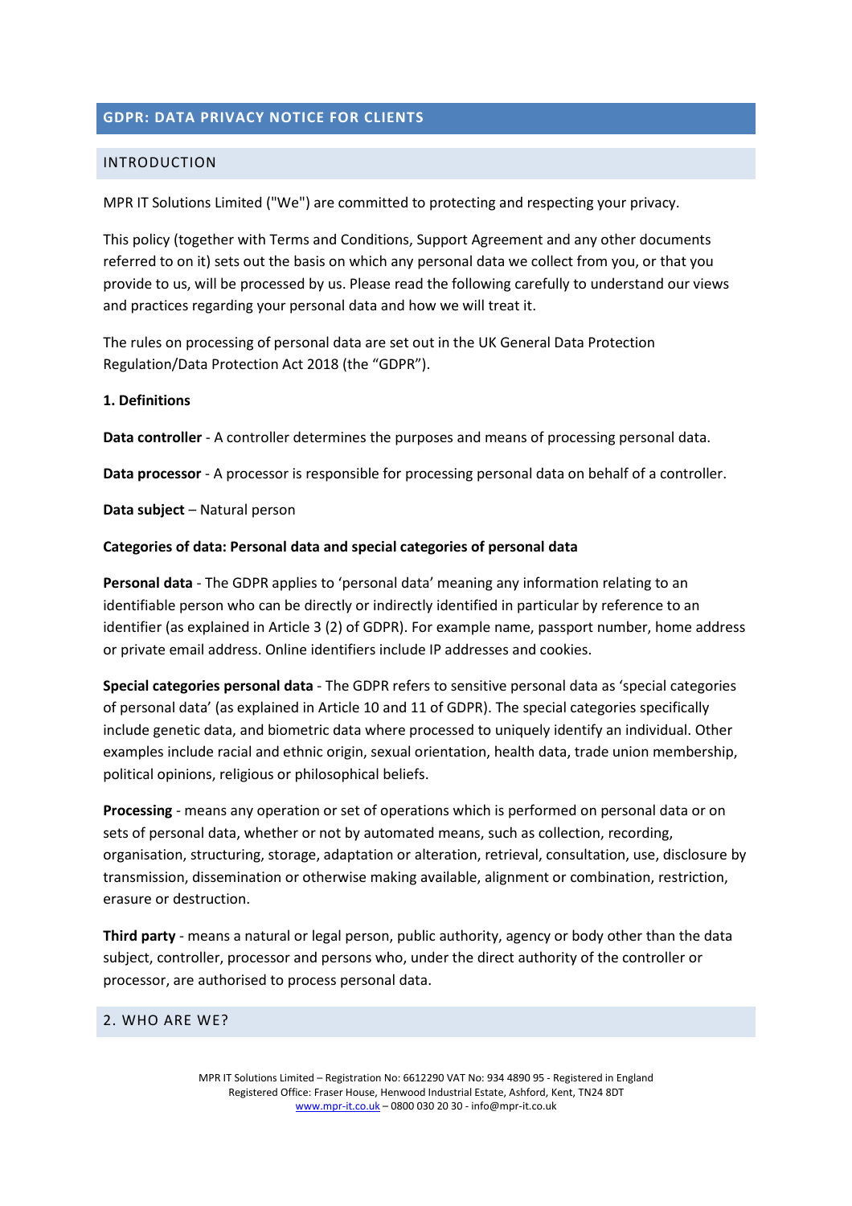## GDPR: DATA PRIVACY NOTICE FOR CLIENTS

### INTRODUCTION

MPR IT Solutions Limited ("We") are committed to protecting and respecting your privacy.

This policy (together with Terms and Conditions, Support Agreement and any other documents referred to on it) sets out the basis on which any personal data we collect from you, or that you provide to us, will be processed by us. Please read the following carefully to understand our views and practices regarding your personal data and how we will treat it.

The rules on processing of personal data are set out in the UK General Data Protection Regulation/Data Protection Act 2018 (the "GDPR").

**1. Definitions**

**Data controller** - A controller determines the purposes and means of processing personal data.

**Data processor** - A processor is responsible for processing personal data on behalf of a controller.

**Data subject** – Natural person

**Categories of data: Personal data and special categories of personal data**

**Personal data** - The GDPR applies to 'personal data' meaning any information relating to an identifiable person who can be directly or indirectly identified in particular by reference to an identifier (as explained in Article 3 (2) of GDPR). For example name, passport number, home address or private email address. Online identifiers include IP addresses and cookies.

**Special categories personal data** - The GDPR refers to sensitive personal data as 'special categories of personal data' (as explained in Article 10 and 11 of GDPR). The special categories specifically include genetic data, and biometric data where processed to uniquely identify an individual. Other examples include racial and ethnic origin, sexual orientation, health data, trade union membership, political opinions, religious or philosophical beliefs.

**Processing** - means any operation or set of operations which is performed on personal data or on sets of personal data, whether or not by automated means, such as collection, recording, organisation, structuring, storage, adaptation or alteration, retrieval, consultation, use, disclosure by transmission, dissemination or otherwise making available, alignment or combination, restriction, erasure or destruction.

**Third party** - means a natural or legal person, public authority, agency or body other than the data subject, controller, processor and persons who, under the direct authority of the controller or processor, are authorised to process personal data.

### 2. WHO ARE WE?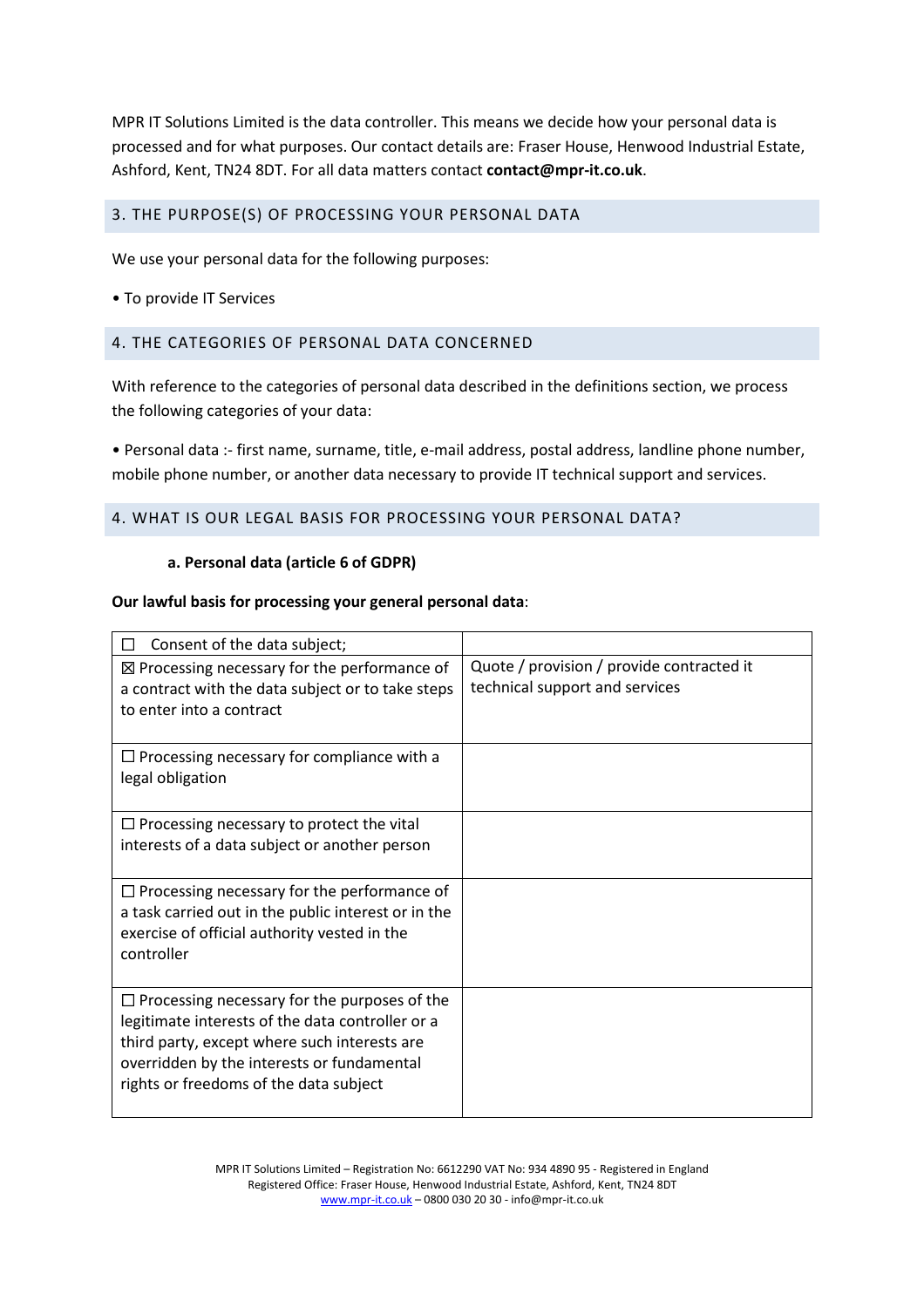MPR IT Solutions Limited is the data controller. This means we decide how your personal data is processed and for what purposes. Our contact details are: Fraser House, Henwood Industrial Estate, Ashford, Kent, TN24 8DT. For all data matters contact **contact@mpr-it.co.uk**.

## 3. THE PURPOSE(S) OF PROCESSING YOUR PERSONAL DATA

We use your personal data for the following purposes:

• To provide IT Services

## 4. THE CATEGORIES OF PERSONAL DATA CONCERNED

With reference to the categories of personal data described in the definitions section, we process the following categories of your data:

• Personal data :- first name, surname, title, e-mail address, postal address, landline phone number, mobile phone number, or another data necessary to provide IT technical support and services.

## 4. WHAT IS OUR LEGAL BASIS FOR PROCESSING YOUR PERSONAL DATA?

**a. Personal data (article 6 of GDPR)**

**Our lawful basis for processing your general personal data**:

| | |
|---|---|
| ☐ Consent of the data subject; | |
| ☒ Processing necessary for the performance of a contract with the data subject or to take steps to enter into a contract | Quote / provision / provide contracted it technical support and services |
| ☐ Processing necessary for compliance with a legal obligation | |
| ☐ Processing necessary to protect the vital interests of a data subject or another person | |
| ☐ Processing necessary for the performance of a task carried out in the public interest or in the exercise of official authority vested in the controller | |
| ☐ Processing necessary for the purposes of the legitimate interests of the data controller or a third party, except where such interests are overridden by the interests or fundamental rights or freedoms of the data subject | |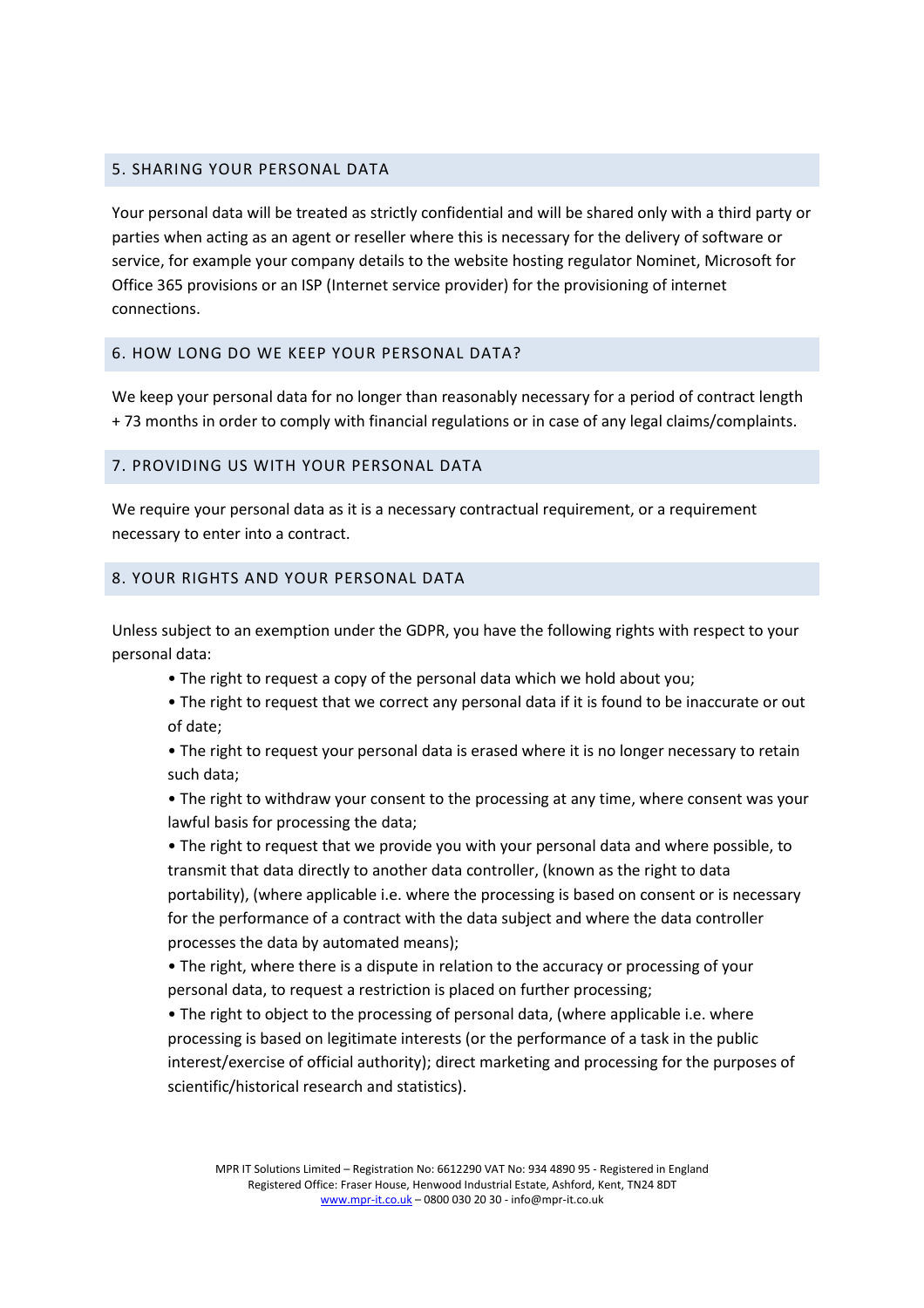## 5. SHARING YOUR PERSONAL DATA

Your personal data will be treated as strictly confidential and will be shared only with a third party or parties when acting as an agent or reseller where this is necessary for the delivery of software or service, for example your company details to the website hosting regulator Nominet, Microsoft for Office 365 provisions or an ISP (Internet service provider) for the provisioning of internet connections.

## 6. HOW LONG DO WE KEEP YOUR PERSONAL DATA?

We keep your personal data for no longer than reasonably necessary for a period of contract length + 73 months in order to comply with financial regulations or in case of any legal claims/complaints.

## 7. PROVIDING US WITH YOUR PERSONAL DATA

We require your personal data as it is a necessary contractual requirement, or a requirement necessary to enter into a contract.

## 8. YOUR RIGHTS AND YOUR PERSONAL DATA

Unless subject to an exemption under the GDPR, you have the following rights with respect to your personal data:

- The right to request a copy of the personal data which we hold about you;
- The right to request that we correct any personal data if it is found to be inaccurate or out of date;
- The right to request your personal data is erased where it is no longer necessary to retain such data;
- The right to withdraw your consent to the processing at any time, where consent was your lawful basis for processing the data;
- The right to request that we provide you with your personal data and where possible, to transmit that data directly to another data controller, (known as the right to data portability), (where applicable i.e. where the processing is based on consent or is necessary for the performance of a contract with the data subject and where the data controller processes the data by automated means);
- The right, where there is a dispute in relation to the accuracy or processing of your personal data, to request a restriction is placed on further processing;
- The right to object to the processing of personal data, (where applicable i.e. where processing is based on legitimate interests (or the performance of a task in the public interest/exercise of official authority); direct marketing and processing for the purposes of scientific/historical research and statistics).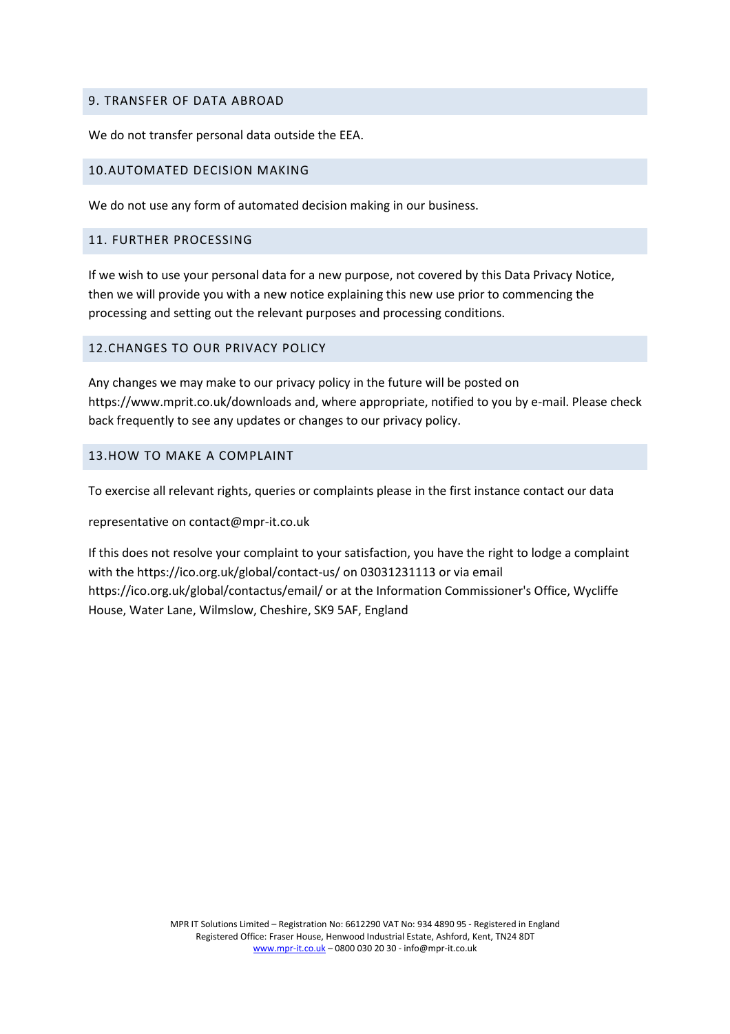## 9. TRANSFER OF DATA ABROAD

We do not transfer personal data outside the EEA.

## 10.AUTOMATED DECISION MAKING

We do not use any form of automated decision making in our business.

## 11. FURTHER PROCESSING

If we wish to use your personal data for a new purpose, not covered by this Data Privacy Notice, then we will provide you with a new notice explaining this new use prior to commencing the processing and setting out the relevant purposes and processing conditions.

## 12.CHANGES TO OUR PRIVACY POLICY

Any changes we may make to our privacy policy in the future will be posted on https://www.mprit.co.uk/downloads and, where appropriate, notified to you by e-mail. Please check back frequently to see any updates or changes to our privacy policy.

## 13.HOW TO MAKE A COMPLAINT

To exercise all relevant rights, queries or complaints please in the first instance contact our data

representative on contact@mpr-it.co.uk

If this does not resolve your complaint to your satisfaction, you have the right to lodge a complaint with the https://ico.org.uk/global/contact-us/ on 03031231113 or via email https://ico.org.uk/global/contactus/email/ or at the Information Commissioner's Office, Wycliffe House, Water Lane, Wilmslow, Cheshire, SK9 5AF, England